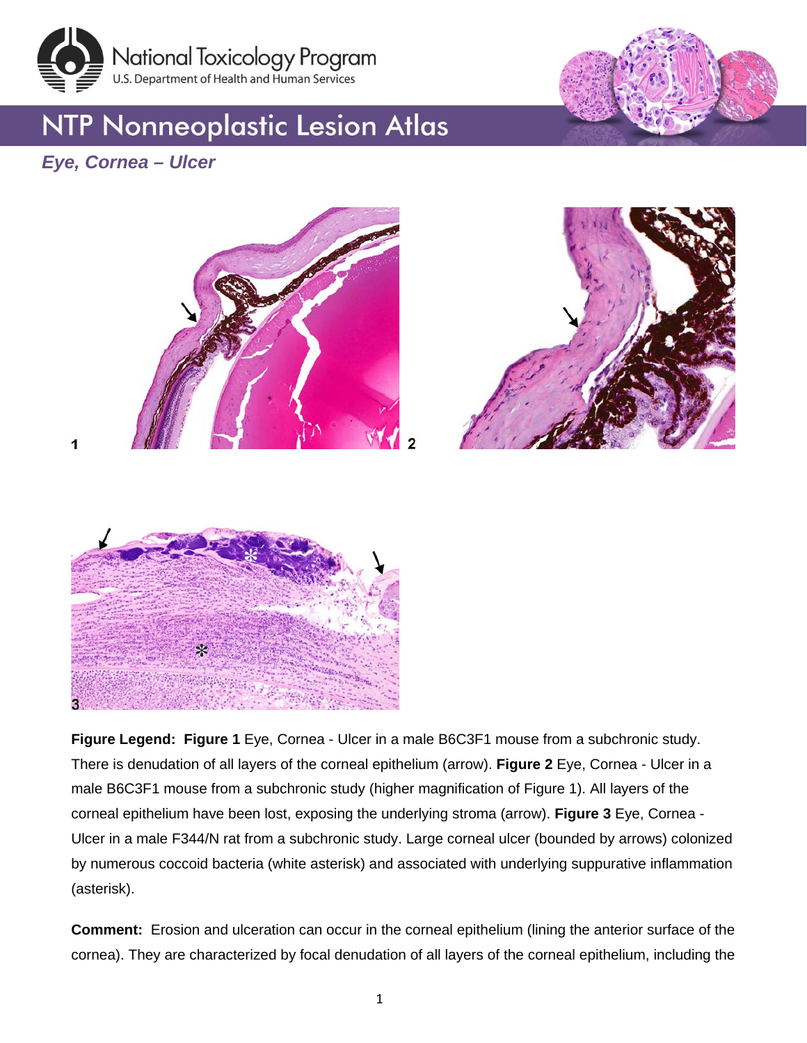# NTP Nonneoplastic Lesion Atlas

## *Eye, Cornea – Ulcer*

**Figure Legend: Figure 1** Eye, Cornea - Ulcer in a male B6C3F1 mouse from a subchronic study. There is denudation of all layers of the corneal epithelium (arrow). **Figure 2** Eye, Cornea - Ulcer in a male B6C3F1 mouse from a subchronic study (higher magnification of Figure 1). All layers of the corneal epithelium have been lost, exposing the underlying stroma (arrow). **Figure 3** Eye, Cornea - Ulcer in a male F344/N rat from a subchronic study. Large corneal ulcer (bounded by arrows) colonized by numerous coccoid bacteria (white asterisk) and associated with underlying suppurative inflammation (asterisk).

**Comment:** Erosion and ulceration can occur in the corneal epithelium (lining the anterior surface of the cornea). They are characterized by focal denudation of all layers of the corneal epithelium, including the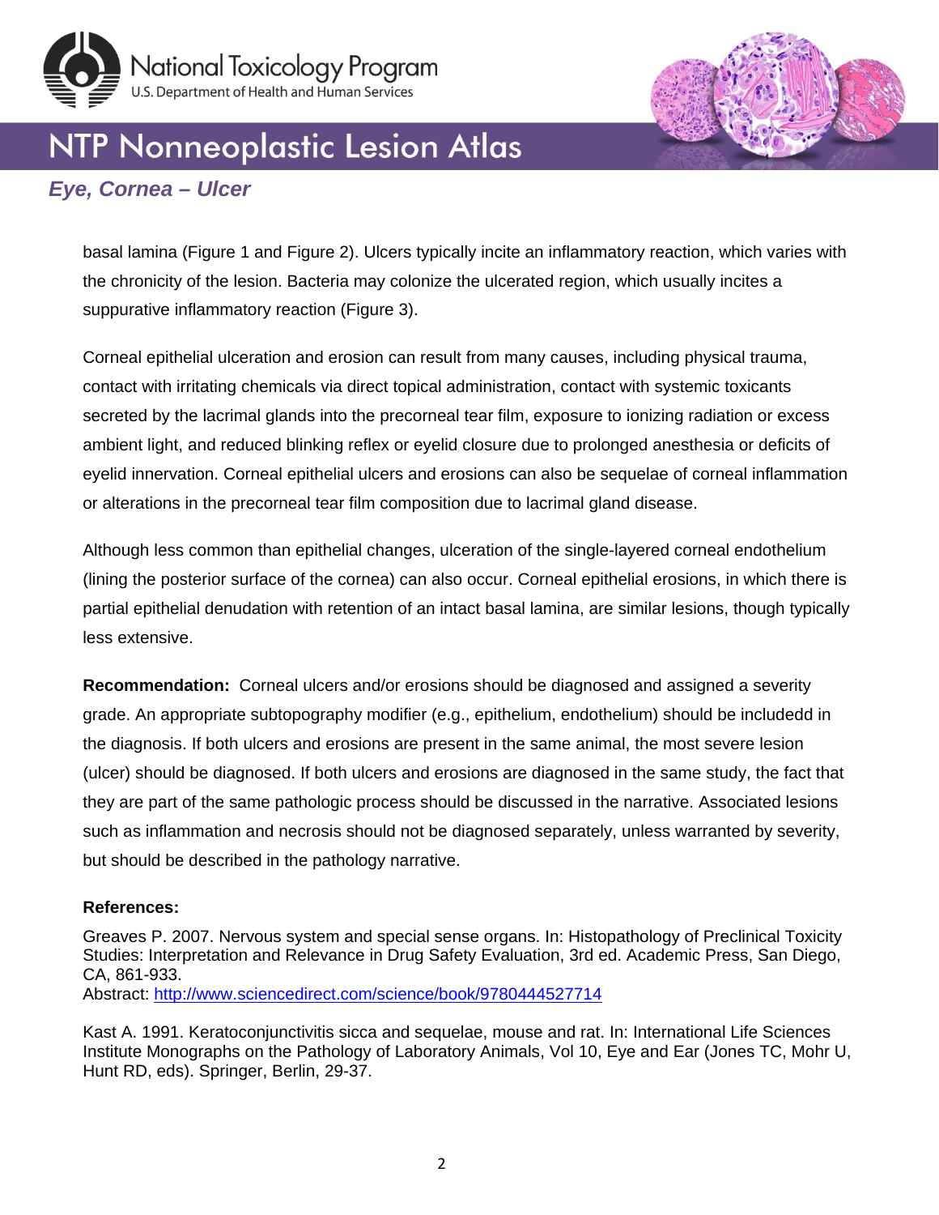basal lamina (Figure 1 and Figure 2). Ulcers typically incite an inflammatory reaction, which varies with the chronicity of the lesion. Bacteria may colonize the ulcerated region, which usually incites a suppurative inflammatory reaction (Figure 3).

Corneal epithelial ulceration and erosion can result from many causes, including physical trauma, contact with irritating chemicals via direct topical administration, contact with systemic toxicants secreted by the lacrimal glands into the precorneal tear film, exposure to ionizing radiation or excess ambient light, and reduced blinking reflex or eyelid closure due to prolonged anesthesia or deficits of eyelid innervation. Corneal epithelial ulcers and erosions can also be sequelae of corneal inflammation or alterations in the precorneal tear film composition due to lacrimal gland disease.

Although less common than epithelial changes, ulceration of the single-layered corneal endothelium (lining the posterior surface of the cornea) can also occur. Corneal epithelial erosions, in which there is partial epithelial denudation with retention of an intact basal lamina, are similar lesions, though typically less extensive.

**Recommendation:** Corneal ulcers and/or erosions should be diagnosed and assigned a severity grade. An appropriate subtopography modifier (e.g., epithelium, endothelium) should be includedd in the diagnosis. If both ulcers and erosions are present in the same animal, the most severe lesion (ulcer) should be diagnosed. If both ulcers and erosions are diagnosed in the same study, the fact that they are part of the same pathologic process should be discussed in the narrative. Associated lesions such as inflammation and necrosis should not be diagnosed separately, unless warranted by severity, but should be described in the pathology narrative.

**References:**

Greaves P. 2007. Nervous system and special sense organs. In: Histopathology of Preclinical Toxicity Studies: Interpretation and Relevance in Drug Safety Evaluation, 3rd ed. Academic Press, San Diego, CA, 861-933.
Abstract: http://www.sciencedirect.com/science/book/9780444527714

Kast A. 1991. Keratoconjunctivitis sicca and sequelae, mouse and rat. In: International Life Sciences Institute Monographs on the Pathology of Laboratory Animals, Vol 10, Eye and Ear (Jones TC, Mohr U, Hunt RD, eds). Springer, Berlin, 29-37.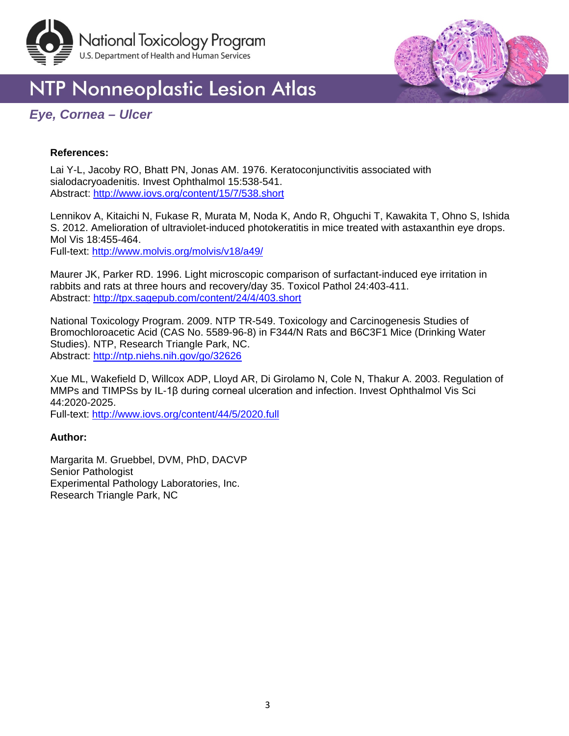# NTP Nonneoplastic Lesion Atlas

## *Eye, Cornea – Ulcer*

**References:**

Lai Y-L, Jacoby RO, Bhatt PN, Jonas AM. 1976. Keratoconjunctivitis associated with sialodacryoadenitis. Invest Ophthalmol 15:538-541.
Abstract: [http://www.iovs.org/content/15/7/538.short](http://www.iovs.org/content/15/7/538.short)

Lennikov A, Kitaichi N, Fukase R, Murata M, Noda K, Ando R, Ohguchi T, Kawakita T, Ohno S, Ishida S. 2012. Amelioration of ultraviolet-induced photokeratitis in mice treated with astaxanthin eye drops. Mol Vis 18:455-464.
Full-text: [http://www.molvis.org/molvis/v18/a49/](http://www.molvis.org/molvis/v18/a49/)

Maurer JK, Parker RD. 1996. Light microscopic comparison of surfactant-induced eye irritation in rabbits and rats at three hours and recovery/day 35. Toxicol Pathol 24:403-411.
Abstract: [http://tpx.sagepub.com/content/24/4/403.short](http://tpx.sagepub.com/content/24/4/403.short)

National Toxicology Program. 2009. NTP TR-549. Toxicology and Carcinogenesis Studies of Bromochloroacetic Acid (CAS No. 5589-96-8) in F344/N Rats and B6C3F1 Mice (Drinking Water Studies). NTP, Research Triangle Park, NC.
Abstract: [http://ntp.niehs.nih.gov/go/32626](http://ntp.niehs.nih.gov/go/32626)

Xue ML, Wakefield D, Willcox ADP, Lloyd AR, Di Girolamo N, Cole N, Thakur A. 2003. Regulation of MMPs and TIMPSs by IL-1β during corneal ulceration and infection. Invest Ophthalmol Vis Sci 44:2020-2025.
Full-text: [http://www.iovs.org/content/44/5/2020.full](http://www.iovs.org/content/44/5/2020.full)

**Author:**

Margarita M. Gruebbel, DVM, PhD, DACVP
Senior Pathologist
Experimental Pathology Laboratories, Inc.
Research Triangle Park, NC